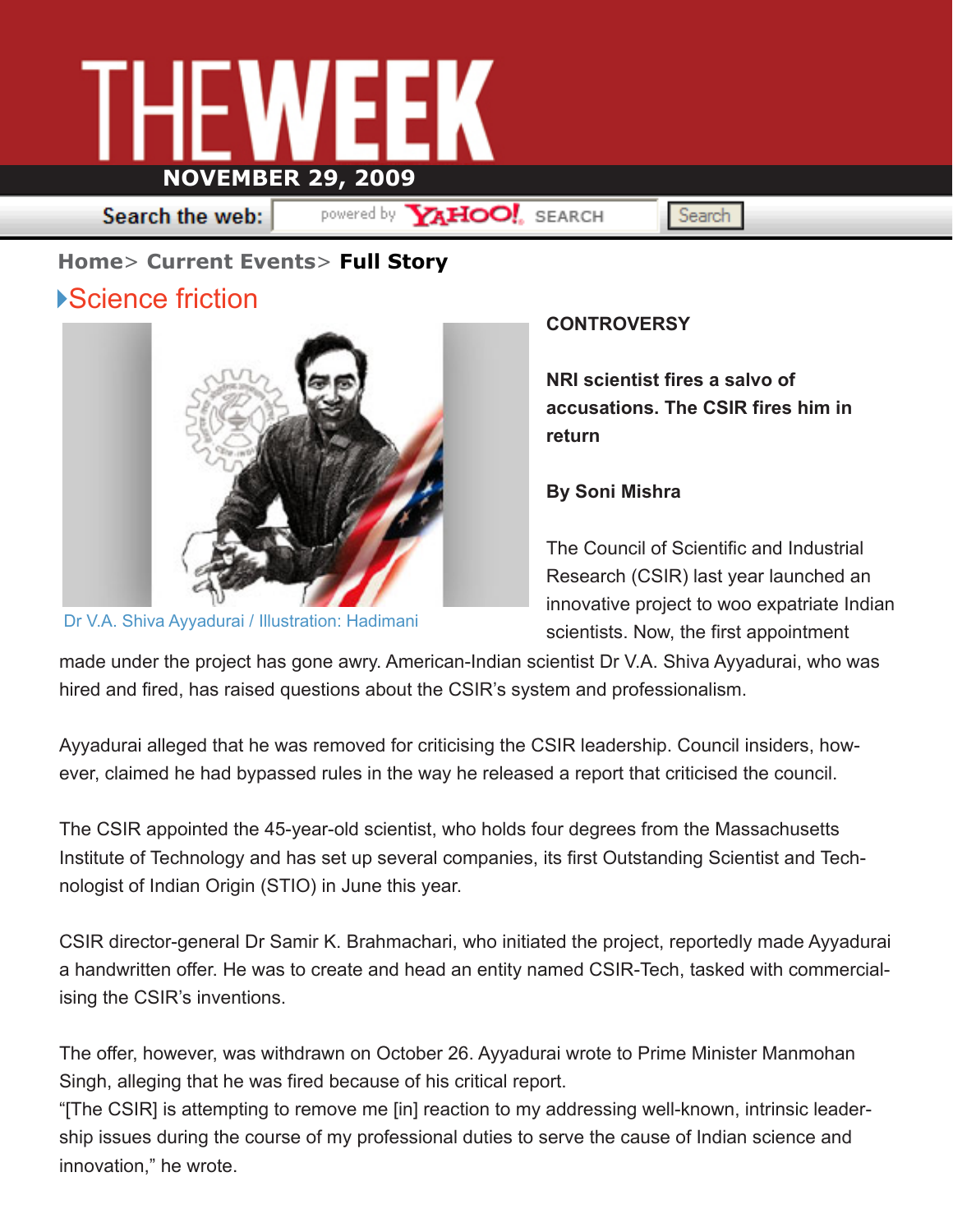# THE WEEK

**NOVEMBER 29, 2009**

Search the web: powered by YAHOO! SEARCH Search

**Home> Current Events> Full Story**

## Science friction

Dr V.A. Shiva Ayyadurai / Illustration: Hadimani

**CONTROVERSY**

**NRI scientist fires a salvo of accusations. The CSIR fires him in return**

**By Soni Mishra**

The Council of Scientific and Industrial Research (CSIR) last year launched an innovative project to woo expatriate Indian scientists. Now, the first appointment made under the project has gone awry. American-Indian scientist Dr V.A. Shiva Ayyadurai, who was hired and fired, has raised questions about the CSIR's system and professionalism.

Ayyadurai alleged that he was removed for criticising the CSIR leadership. Council insiders, however, claimed he had bypassed rules in the way he released a report that criticised the council.

The CSIR appointed the 45-year-old scientist, who holds four degrees from the Massachusetts Institute of Technology and has set up several companies, its first Outstanding Scientist and Technologist of Indian Origin (STIO) in June this year.

CSIR director-general Dr Samir K. Brahmachari, who initiated the project, reportedly made Ayyadurai a handwritten offer. He was to create and head an entity named CSIR-Tech, tasked with commercialising the CSIR's inventions.

The offer, however, was withdrawn on October 26. Ayyadurai wrote to Prime Minister Manmohan Singh, alleging that he was fired because of his critical report.
"[The CSIR] is attempting to remove me [in] reaction to my addressing well-known, intrinsic leadership issues during the course of my professional duties to serve the cause of Indian science and innovation," he wrote.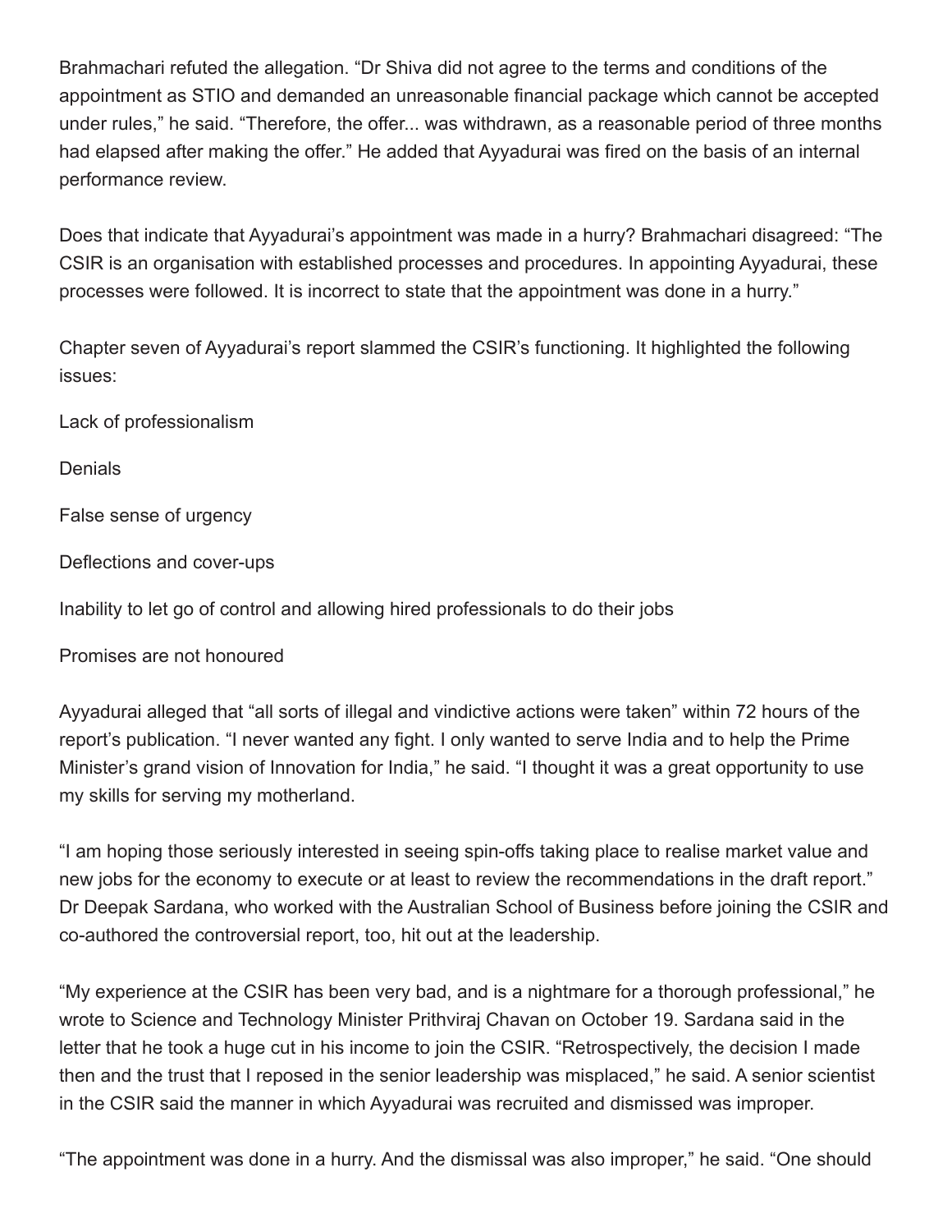Brahmachari refuted the allegation. “Dr Shiva did not agree to the terms and conditions of the appointment as STIO and demanded an unreasonable financial package which cannot be accepted under rules,” he said. “Therefore, the offer... was withdrawn, as a reasonable period of three months had elapsed after making the offer.” He added that Ayyadurai was fired on the basis of an internal performance review.

Does that indicate that Ayyadurai’s appointment was made in a hurry? Brahmachari disagreed: “The CSIR is an organisation with established processes and procedures. In appointing Ayyadurai, these processes were followed. It is incorrect to state that the appointment was done in a hurry.”

Chapter seven of Ayyadurai’s report slammed the CSIR’s functioning. It highlighted the following issues:

Lack of professionalism

Denials

False sense of urgency

Deflections and cover-ups

Inability to let go of control and allowing hired professionals to do their jobs

Promises are not honoured

Ayyadurai alleged that “all sorts of illegal and vindictive actions were taken” within 72 hours of the report’s publication. “I never wanted any fight. I only wanted to serve India and to help the Prime Minister’s grand vision of Innovation for India,” he said. “I thought it was a great opportunity to use my skills for serving my motherland.

“I am hoping those seriously interested in seeing spin-offs taking place to realise market value and new jobs for the economy to execute or at least to review the recommendations in the draft report.” Dr Deepak Sardana, who worked with the Australian School of Business before joining the CSIR and co-authored the controversial report, too, hit out at the leadership.

“My experience at the CSIR has been very bad, and is a nightmare for a thorough professional,” he wrote to Science and Technology Minister Prithviraj Chavan on October 19. Sardana said in the letter that he took a huge cut in his income to join the CSIR. “Retrospectively, the decision I made then and the trust that I reposed in the senior leadership was misplaced,” he said. A senior scientist in the CSIR said the manner in which Ayyadurai was recruited and dismissed was improper.

“The appointment was done in a hurry. And the dismissal was also improper,” he said. “One should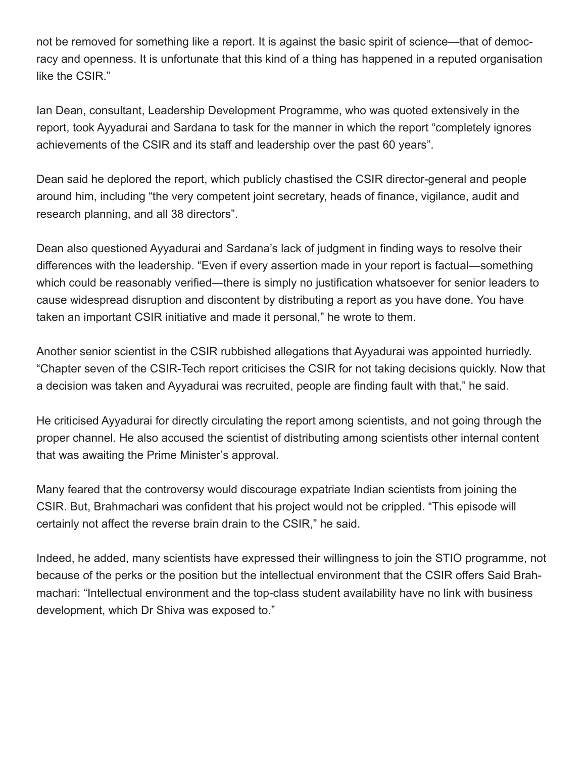not be removed for something like a report. It is against the basic spirit of science—that of democracy and openness. It is unfortunate that this kind of a thing has happened in a reputed organisation like the CSIR."

Ian Dean, consultant, Leadership Development Programme, who was quoted extensively in the report, took Ayyadurai and Sardana to task for the manner in which the report "completely ignores achievements of the CSIR and its staff and leadership over the past 60 years".

Dean said he deplored the report, which publicly chastised the CSIR director-general and people around him, including "the very competent joint secretary, heads of finance, vigilance, audit and research planning, and all 38 directors".

Dean also questioned Ayyadurai and Sardana's lack of judgment in finding ways to resolve their differences with the leadership. "Even if every assertion made in your report is factual—something which could be reasonably verified—there is simply no justification whatsoever for senior leaders to cause widespread disruption and discontent by distributing a report as you have done. You have taken an important CSIR initiative and made it personal," he wrote to them.

Another senior scientist in the CSIR rubbished allegations that Ayyadurai was appointed hurriedly. "Chapter seven of the CSIR-Tech report criticises the CSIR for not taking decisions quickly. Now that a decision was taken and Ayyadurai was recruited, people are finding fault with that," he said.

He criticised Ayyadurai for directly circulating the report among scientists, and not going through the proper channel. He also accused the scientist of distributing among scientists other internal content that was awaiting the Prime Minister's approval.

Many feared that the controversy would discourage expatriate Indian scientists from joining the CSIR. But, Brahmachari was confident that his project would not be crippled. "This episode will certainly not affect the reverse brain drain to the CSIR," he said.

Indeed, he added, many scientists have expressed their willingness to join the STIO programme, not because of the perks or the position but the intellectual environment that the CSIR offers Said Brahmachari: "Intellectual environment and the top-class student availability have no link with business development, which Dr Shiva was exposed to."